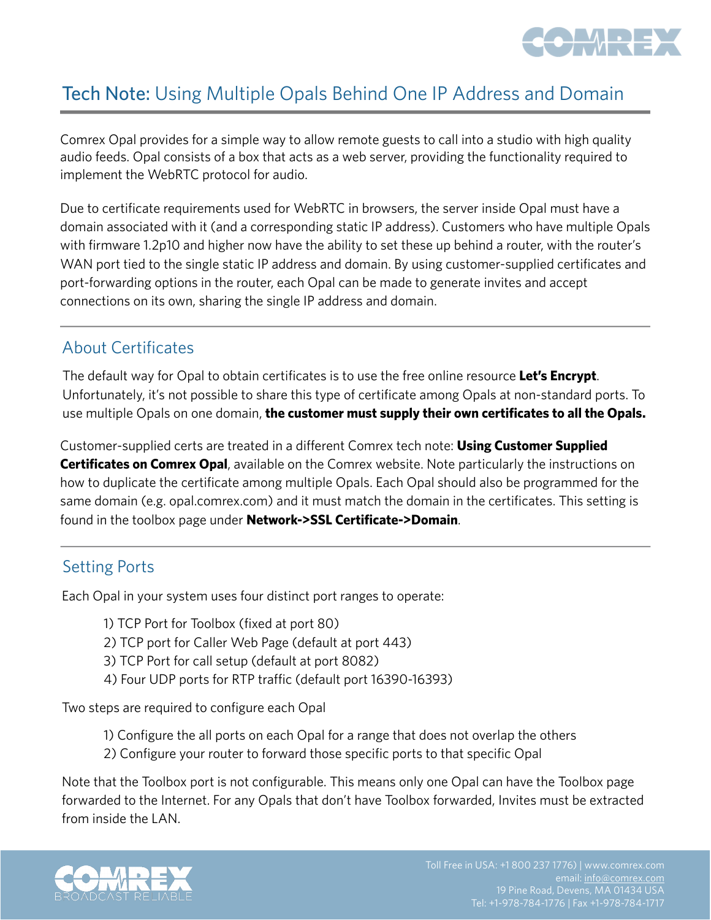# Tech Note: Using Multiple Opals Behind One IP Address and Domain

Comrex Opal provides for a simple way to allow remote guests to call into a studio with high quality audio feeds. Opal consists of a box that acts as a web server, providing the functionality required to implement the WebRTC protocol for audio.

Due to certificate requirements used for WebRTC in browsers, the server inside Opal must have a domain associated with it (and a corresponding static IP address). Customers who have multiple Opals with firmware 1.2p10 and higher now have the ability to set these up behind a router, with the router's WAN port tied to the single static IP address and domain. By using customer-supplied certificates and port-forwarding options in the router, each Opal can be made to generate invites and accept connections on its own, sharing the single IP address and domain.

## About Certificates

The default way for Opal to obtain certificates is to use the free online resource **Let's Encrypt**. Unfortunately, it's not possible to share this type of certificate among Opals at non-standard ports. To use multiple Opals on one domain, **the customer must supply their own certificates to all the Opals.**

Customer-supplied certs are treated in a different Comrex tech note: **Using Customer Supplied Certificates on Comrex Opal**, available on the Comrex website. Note particularly the instructions on how to duplicate the certificate among multiple Opals. Each Opal should also be programmed for the same domain (e.g. opal.comrex.com) and it must match the domain in the certificates. This setting is found in the toolbox page under **Network->SSL Certificate->Domain**.

## Setting Ports

Each Opal in your system uses four distinct port ranges to operate:

1) TCP Port for Toolbox (fixed at port 80)
2) TCP port for Caller Web Page (default at port 443)
3) TCP Port for call setup (default at port 8082)
4) Four UDP ports for RTP traffic (default port 16390-16393)

Two steps are required to configure each Opal

1) Configure the all ports on each Opal for a range that does not overlap the others
2) Configure your router to forward those specific ports to that specific Opal

Note that the Toolbox port is not configurable. This means only one Opal can have the Toolbox page forwarded to the Internet. For any Opals that don't have Toolbox forwarded, Invites must be extracted from inside the LAN.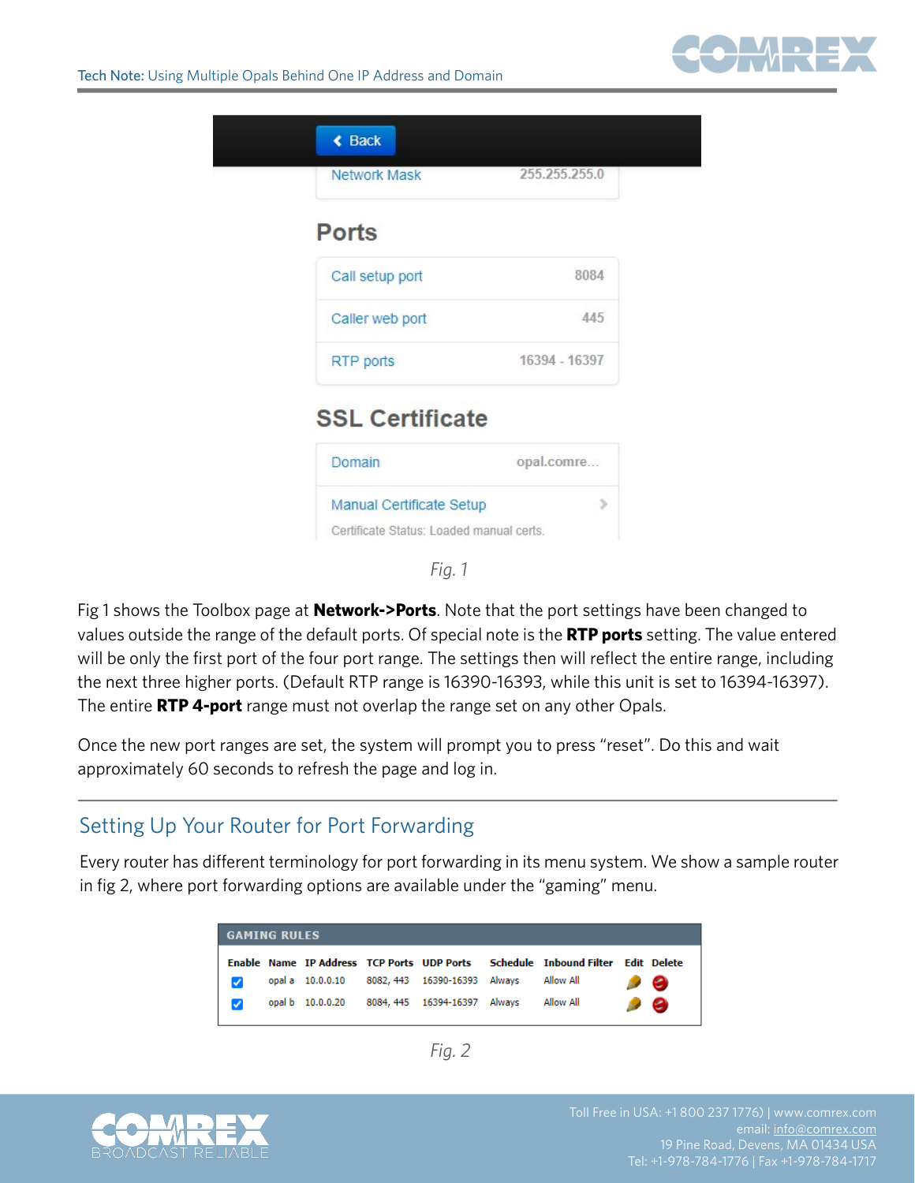Fig. 1

Fig 1 shows the Toolbox page at **Network->Ports**. Note that the port settings have been changed to values outside the range of the default ports. Of special note is the **RTP ports** setting. The value entered will be only the first port of the four port range. The settings then will reflect the entire range, including the next three higher ports. (Default RTP range is 16390-16393, while this unit is set to 16394-16397). The entire **RTP 4-port** range must not overlap the range set on any other Opals.

Once the new port ranges are set, the system will prompt you to press "reset". Do this and wait approximately 60 seconds to refresh the page and log in.

## Setting Up Your Router for Port Forwarding

Every router has different terminology for port forwarding in its menu system. We show a sample router in fig 2, where port forwarding options are available under the "gaming" menu.

Fig. 2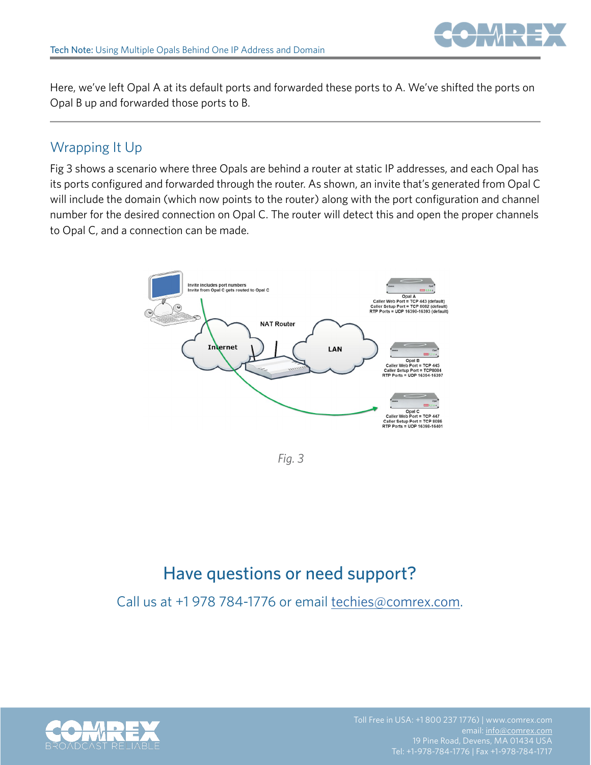Here, we've left Opal A at its default ports and forwarded these ports to A. We've shifted the ports on Opal B up and forwarded those ports to B.

## Wrapping It Up

Fig 3 shows a scenario where three Opals are behind a router at static IP addresses, and each Opal has its ports configured and forwarded through the router. As shown, an invite that's generated from Opal C will include the domain (which now points to the router) along with the port configuration and channel number for the desired connection on Opal C. The router will detect this and open the proper channels to Opal C, and a connection can be made.

Invite includes port numbers
Invite from Opal C gets routed to Opal C

NAT Router

Internet

LAN

Opal A
Caller Web Port = TCP 443 (default)
Caller Setup Port = TCP 8082 (default)
RTP Ports = UDP 16390-16393 (default)

Opal B
Caller Web Port = TCP 445
Caller Setup Port = TCP8084
RTP Ports = UDP 16394-16397

Opal C
Caller Web Port = TCP 447
Caller Setup Port = TCP 8086
RTP Ports = UDP 16398-16401

*Fig. 3*

## Have questions or need support?

Call us at +1 978 784-1776 or email techies@comrex.com.

Toll Free in USA: +1 800 237 1776) | www.comrex.com
email: info@comrex.com
19 Pine Road, Devens, MA 01434 USA
Tel: +1-978-784-1776 | Fax +1-978-784-1717